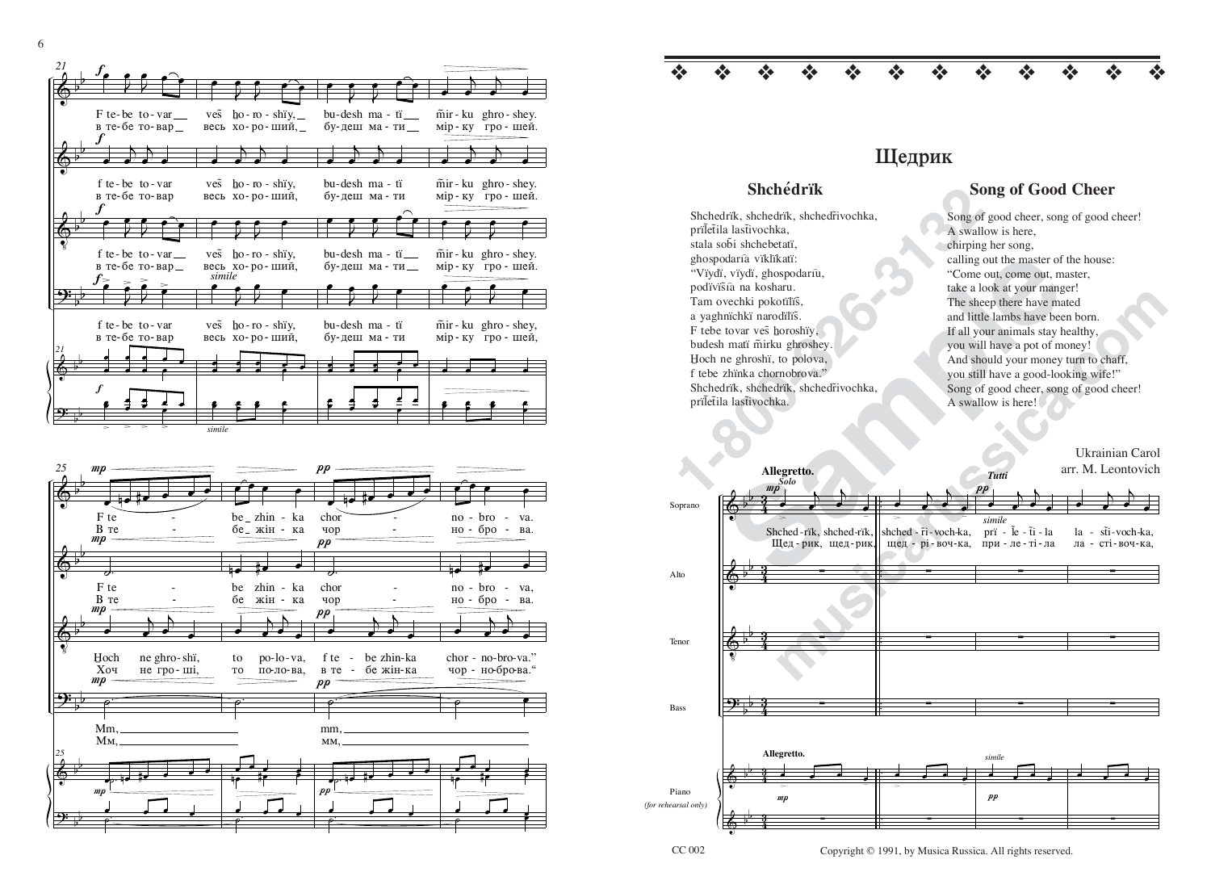# Щедрик

## Shchédrïk

Shchedrïk, shchedrïk, shchedrïvochka,
prïletïla lastïvochka,
stala sobï shchebetatï,
ghospodarïa vïklïkatï:
"Vïydï, vïydï, ghospodarïu,
podïvïsïa na kosharu.
Tam ovechki pokotïlïs',
a yaghnïchkï narodïlïs'.
F tebe tovar ves' horoshïy,
budesh matï mirku ghroshey.
Hoch ne ghroshï, to polova,
f tebe zhïnka chornobrova."
Shchedrïk, shchedrïk, shchedrïvochka,
prïletïla lastïvochka.

## Song of Good Cheer

Song of good cheer, song of good cheer!
A swallow is here,
chirping her song,
calling out the master of the house:
"Come out, come out, master,
take a look at your manger!
The sheep there have mated
and little lambs have been born.
If all your animals stay healthy,
you will have a pot of money!
And should your money turn to chaff,
you still have a good-looking wife!"
Song of good cheer, song of good cheer!
A swallow is here!

Ukrainian Carol
arr. M. Leontovich

Copyright © 1991, by Musica Russica. All rights reserved.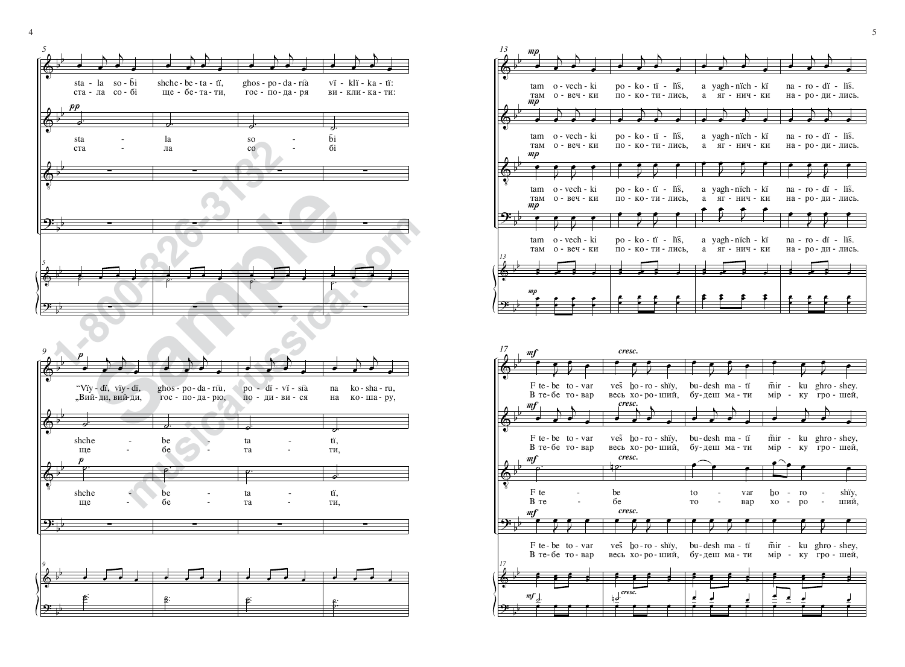5

sta - la so - bi shche - be - ta - tï, ghos - po - da - rïa vï - klï - ka - tï:
ста - ла со - бі ще - бе - та - ти, гос - по - да - ря ви - кли - ка - ти:

*pp*

sta - la so - bi
ста - ла со - бі

9

*p*

“Vïy - dï, vïy - dï, ghos - po - da - rïu, po - dï - vï - sïa na ko - sha - ru,
„Вий - ди, вий - ди, гос - по - да - рю, по - ди - ви - ся на ко - ша - ру,

shche - be - ta - tï,
ще - бе - та - ти,

*p*

shche - be - ta - tï,
ще - бе - та - ти,

13

*mp*

tam o - vech - ki po - ko - tï - lïs̃, a yagh - nïch - kï na - ro - dï - lïs̃.
там о - веч - ки по - ко - ти - лись, а яг - нич - ки на - ро - ди - лись.

*mp*

tam o - vech - ki po - ko - tï - lïs̃, a yagh - nïch - kï na - ro - dï - lïs̃.
там о - веч - ки по - ко - ти - лись, а яг - нич - ки на - ро - ди - лись.

*mp*

tam o - vech - ki po - ko - tï - lïs̃, a yagh - nïch - kï na - ro - dï - lïs̃.
там о - веч - ки по - ко - ти - лись, а яг - нич - ки на - ро - ди - лись.

*mp*

tam o - vech - ki po - ko - tï - lïs̃, a yagh - nïch - kï na - ro - dï - lïs̃.
там о - веч - ки по - ко - ти - лись, а яг - нич - ки на - ро - ди - лись.

17

*mf* *cresc.*

F te - be to - var ves̃ ho - ro - shïy, bu - desh ma - tï m̃ir - ku ghro - shey.
В те - бе то - вар весь хо - ро - ший, бу - деш ма - ти мір - ку гро - шей,

*mf* *cresc.*

F te - be to - var ves̃ ho - ro - shïy, bu - desh ma - tï m̃ir - ku ghro - shey,
В те - бе то - вар весь хо - ро - ший, бу - деш ма - ти мір - ку гро - шей,

*mf* *cresc.*

F te - be to - var ho - ro - shïy,
В те - бе то - вар хо - ро - ший,

*mf* *cresc.*

F te - be to - var ves̃ ho - ro - shïy, bu - desh ma - tï m̃ir - ku ghro - shey,
В те - бе то - вар весь хо - ро - ший, бу - деш ма - ти мір - ку гро - шей,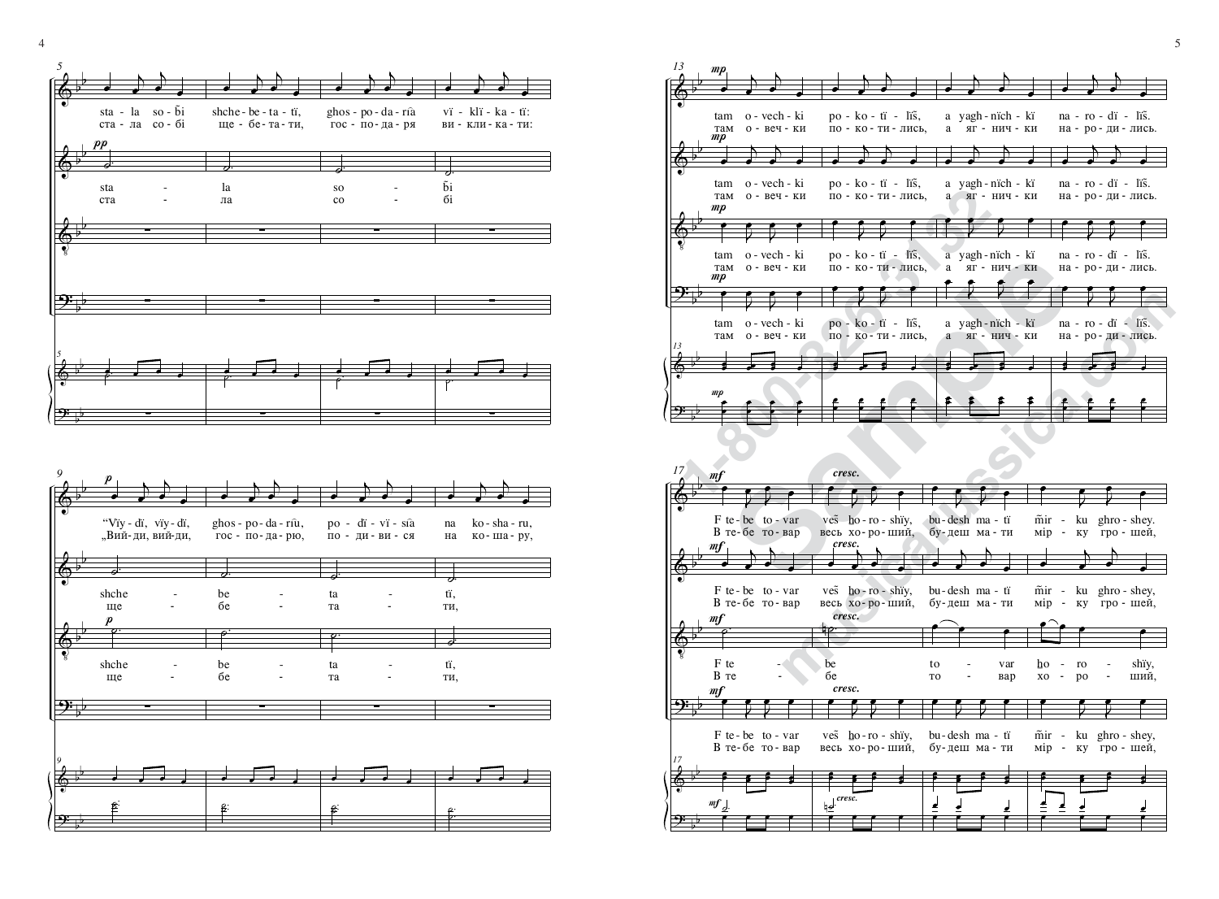**5**

Soprano:
sta - la so - b̃i shche - be - ta - tï, ghos - po - da - rĩa vï - klï - ka - tï:
ста - ла со - бі ще - бе - та - ти, гос - по - да - ря ви - кли - ка - ти:

Alto (*pp*):
sta - la so - b̃i
ста - ла со - бі

**9**

Soprano (*p*):
“Vïy - dï, vïy - dï, ghos - po - da - rĩu, po - dï - vï - sĩa na ko - sha - ru,
„Вий - ди, вий - ди, гос - по - да - рю, по - ди - ви - ся на ко - ша - ру,

Alto:
shche - be - ta - tï,
ще - бе - та - ти,

Tenor (*p*):
shche - be - ta - tï,
ще - бе - та - ти,

**13**

Soprano, Alto, Tenor, Bass (*mp*):
tam o - vech - ki po - ko - tï - lïs̃, a yagh - nïch - kï na - ro - dï - lïs̃.
там о - веч - ки по - ко - ти - лись, а яг - нич - ки на - ро - ди - лись.

**17**

Soprano (*mf*, *cresc.*):
F te - be to - var ves̃ ho - ro - shïy, bu - desh ma - tï m̃ir - ku ghro - shey.
В те - бе то - вар весь хо - ро - ший, бу - деш ма - ти мір - ку гро - шей,

Alto (*mf*, *cresc.*):
F te - be to - var ves̃ ho - ro - shïy, bu - desh ma - tï m̃ir - ku ghro - shey,
В те - бе то - вар весь хо - ро - ший, бу - деш ма - ти мір - ку гро - шей,

Tenor (*mf*, *cresc.*):
F te - be to - var ho - ro - shïy,
В те - бе то - вар хо - ро - ший,

Bass (*mf*, *cresc.*):
F te - be to - var ves̃ ho - ro - shïy, bu - desh ma - tï m̃ir - ku ghro - shey,
В те - бе то - вар весь хо - ро - ший, бу - деш ма - ти мір - ку гро - шей,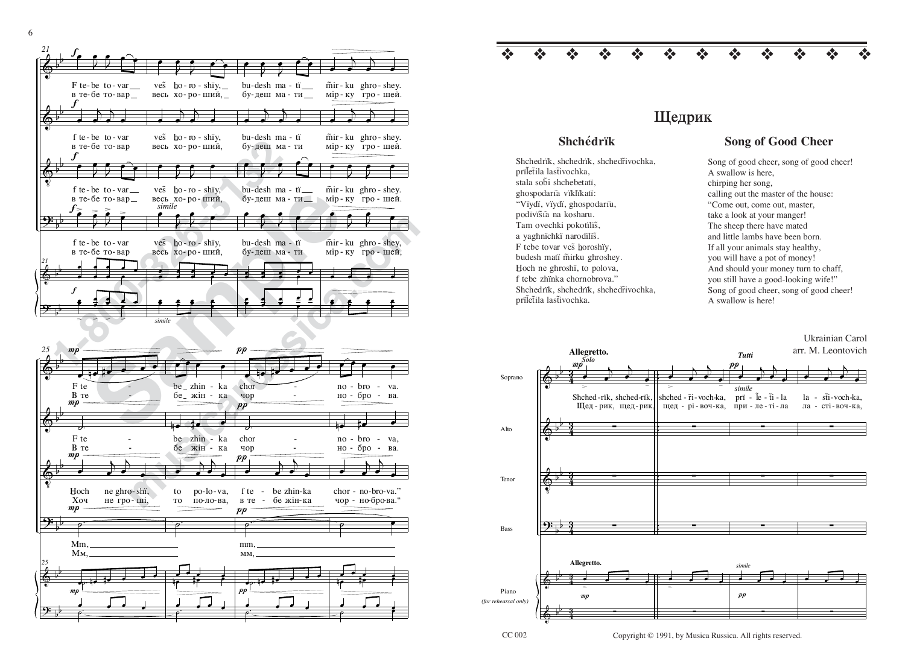# Щедрик

## Shchédrïk

Shchedrïk, shchedrïk, shchedrïvochka,
prïletila lastivochka,
stala sobi shchebetatï,
ghospodarïa vïklïkatï:
"Vïydï, vïydï, ghospodarïu,
podïvïsia na kosharu.
Tam ovechki pokotïlïs,
a yaghnïchkï narodïlïs.
F tebe tovar ves horoshïy,
budesh matï mirku ghroshey.
Hoch ne ghroshï, to polova,
f tebe zhïnka chornobrova."
Shchedrïk, shchedrïk, shchedrïvochka,
prïletila lastivochka.

## Song of Good Cheer

Song of good cheer, song of good cheer!
A swallow is here,
chirping her song,
calling out the master of the house:
"Come out, come out, master,
take a look at your manger!
The sheep there have mated
and little lambs have been born.
If all your animals stay healthy,
you will have a pot of money!
And should your money turn to chaff,
you still have a good-looking wife!"
Song of good cheer, song of good cheer!
A swallow is here!

Ukrainian Carol
arr. M. Leontovich

Copyright © 1991, by Musica Russica. All rights reserved.